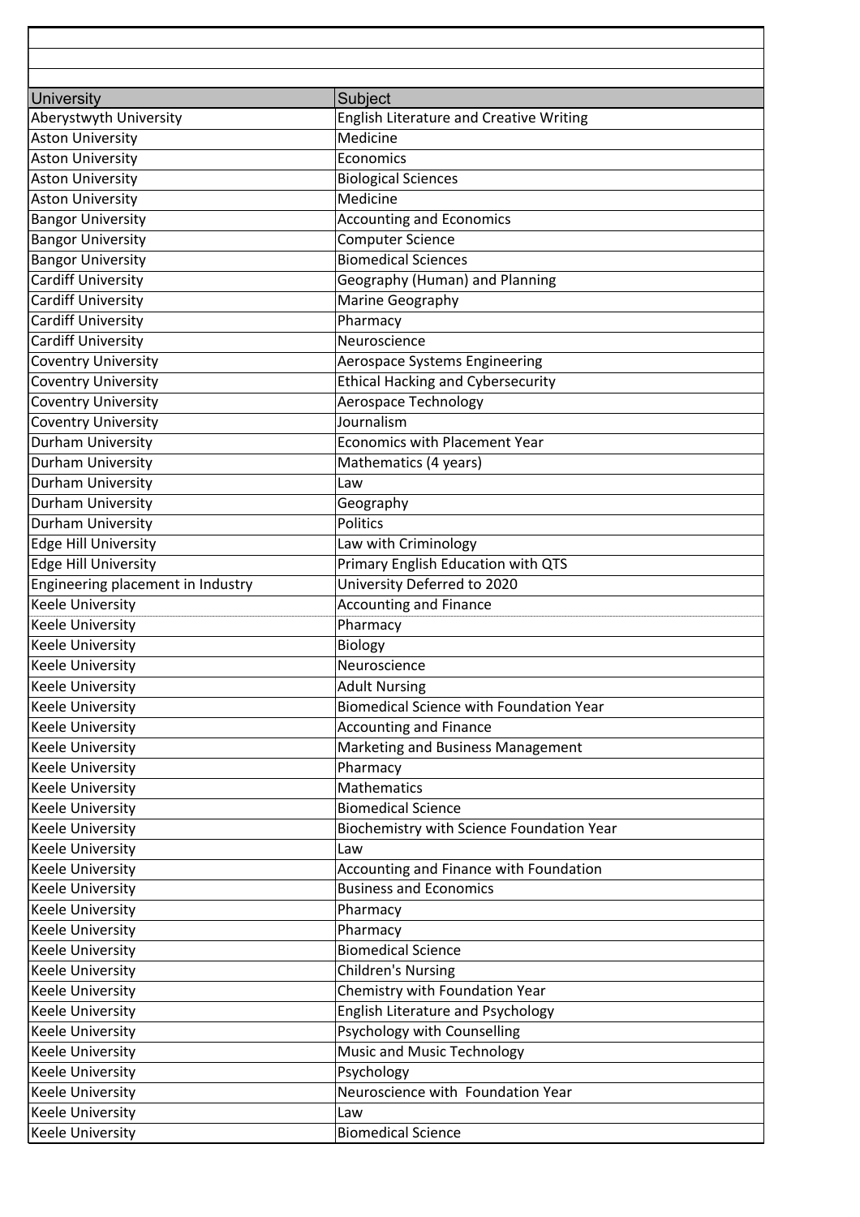| University | Subject |
|---|---|
| Aberystwyth University | English Literature and Creative Writing |
| Aston University | Medicine |
| Aston University | Economics |
| Aston University | Biological Sciences |
| Aston University | Medicine |
| Bangor University | Accounting and Economics |
| Bangor University | Computer Science |
| Bangor University | Biomedical Sciences |
| Cardiff University | Geography (Human) and Planning |
| Cardiff University | Marine Geography |
| Cardiff University | Pharmacy |
| Cardiff University | Neuroscience |
| Coventry University | Aerospace Systems Engineering |
| Coventry University | Ethical Hacking and Cybersecurity |
| Coventry University | Aerospace Technology |
| Coventry University | Journalism |
| Durham University | Economics with Placement Year |
| Durham University | Mathematics (4 years) |
| Durham University | Law |
| Durham University | Geography |
| Durham University | Politics |
| Edge Hill University | Law with Criminology |
| Edge Hill University | Primary English Education with QTS |
| Engineering placement in Industry | University Deferred to 2020 |
| Keele University | Accounting and Finance |
| Keele University | Pharmacy |
| Keele University | Biology |
| Keele University | Neuroscience |
| Keele University | Adult Nursing |
| Keele University | Biomedical Science with Foundation Year |
| Keele University | Accounting and Finance |
| Keele University | Marketing and Business Management |
| Keele University | Pharmacy |
| Keele University | Mathematics |
| Keele University | Biomedical Science |
| Keele University | Biochemistry with Science Foundation Year |
| Keele University | Law |
| Keele University | Accounting and Finance with Foundation |
| Keele University | Business and Economics |
| Keele University | Pharmacy |
| Keele University | Pharmacy |
| Keele University | Biomedical Science |
| Keele University | Children's Nursing |
| Keele University | Chemistry with Foundation Year |
| Keele University | English Literature and Psychology |
| Keele University | Psychology with Counselling |
| Keele University | Music and Music Technology |
| Keele University | Psychology |
| Keele University | Neuroscience with Foundation Year |
| Keele University | Law |
| Keele University | Biomedical Science |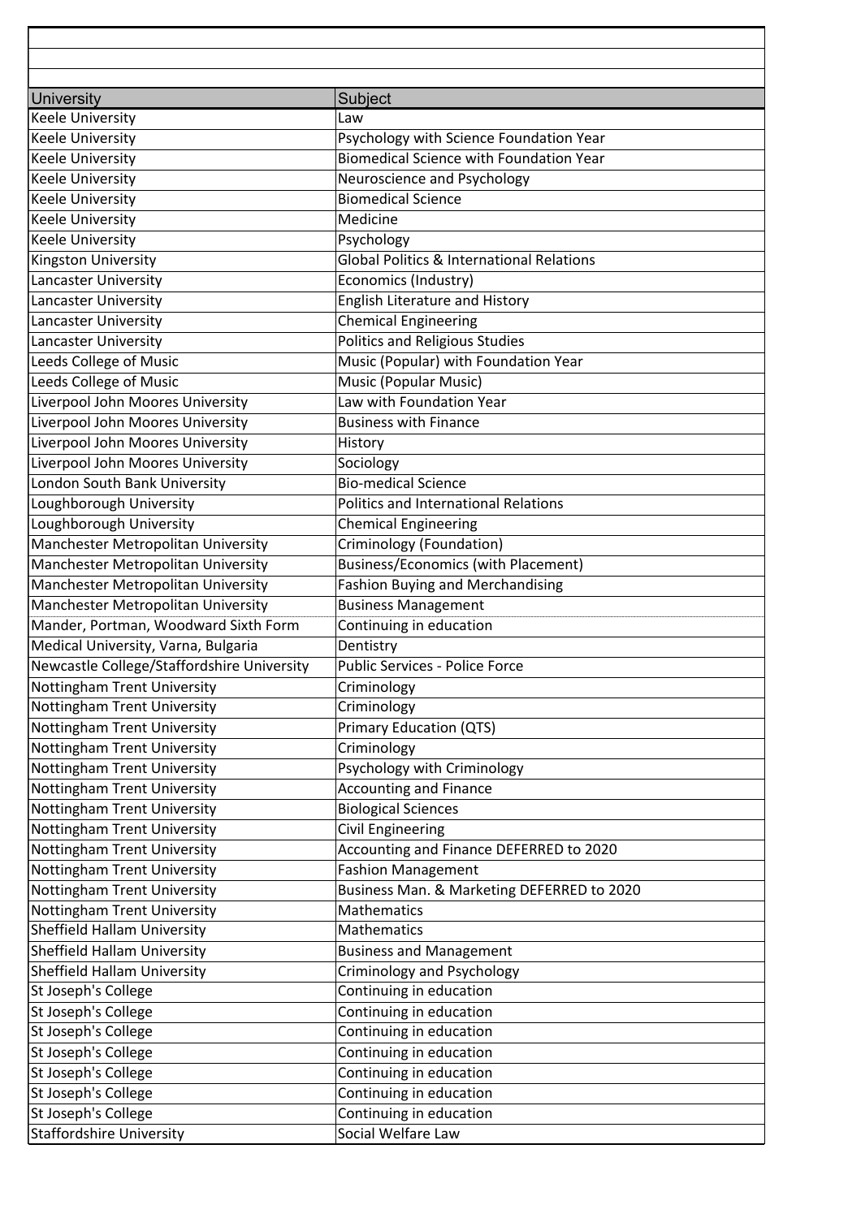| University | Subject |
| --- | --- |
| Keele University | Law |
| Keele University | Psychology with Science Foundation Year |
| Keele University | Biomedical Science with Foundation Year |
| Keele University | Neuroscience and Psychology |
| Keele University | Biomedical Science |
| Keele University | Medicine |
| Keele University | Psychology |
| Kingston University | Global Politics & International Relations |
| Lancaster University | Economics (Industry) |
| Lancaster University | English Literature and History |
| Lancaster University | Chemical Engineering |
| Lancaster University | Politics and Religious Studies |
| Leeds College of Music | Music (Popular) with Foundation Year |
| Leeds College of Music | Music (Popular Music) |
| Liverpool John Moores University | Law with Foundation Year |
| Liverpool John Moores University | Business with Finance |
| Liverpool John Moores University | History |
| Liverpool John Moores University | Sociology |
| London South Bank University | Bio-medical Science |
| Loughborough University | Politics and International Relations |
| Loughborough University | Chemical Engineering |
| Manchester Metropolitan University | Criminology (Foundation) |
| Manchester Metropolitan University | Business/Economics (with Placement) |
| Manchester Metropolitan University | Fashion Buying and Merchandising |
| Manchester Metropolitan University | Business Management |
| Mander, Portman, Woodward Sixth Form | Continuing in education |
| Medical University, Varna, Bulgaria | Dentistry |
| Newcastle College/Staffordshire University | Public Services - Police Force |
| Nottingham Trent University | Criminology |
| Nottingham Trent University | Criminology |
| Nottingham Trent University | Primary Education (QTS) |
| Nottingham Trent University | Criminology |
| Nottingham Trent University | Psychology with Criminology |
| Nottingham Trent University | Accounting and Finance |
| Nottingham Trent University | Biological Sciences |
| Nottingham Trent University | Civil Engineering |
| Nottingham Trent University | Accounting and Finance DEFERRED to 2020 |
| Nottingham Trent University | Fashion Management |
| Nottingham Trent University | Business Man. & Marketing DEFERRED to 2020 |
| Nottingham Trent University | Mathematics |
| Sheffield Hallam University | Mathematics |
| Sheffield Hallam University | Business and Management |
| Sheffield Hallam University | Criminology and Psychology |
| St Joseph's College | Continuing in education |
| St Joseph's College | Continuing in education |
| St Joseph's College | Continuing in education |
| St Joseph's College | Continuing in education |
| St Joseph's College | Continuing in education |
| St Joseph's College | Continuing in education |
| St Joseph's College | Continuing in education |
| Staffordshire University | Social Welfare Law |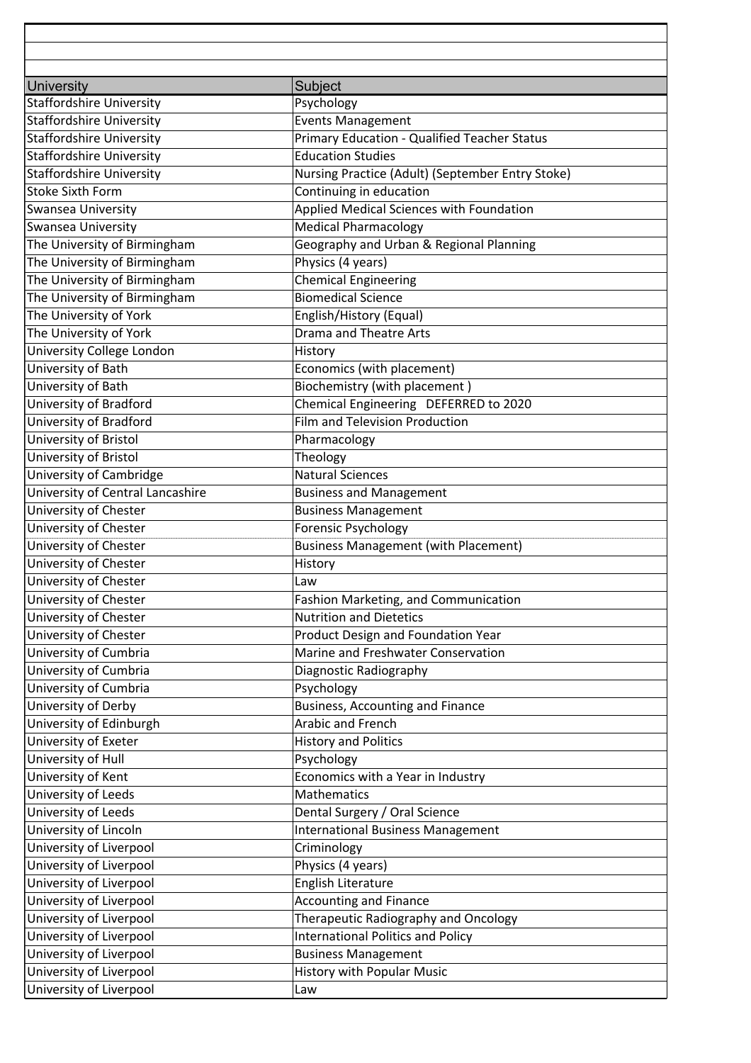| University | Subject |
| --- | --- |
| Staffordshire University | Psychology |
| Staffordshire University | Events Management |
| Staffordshire University | Primary Education - Qualified Teacher Status |
| Staffordshire University | Education Studies |
| Staffordshire University | Nursing Practice (Adult) (September Entry Stoke) |
| Stoke Sixth Form | Continuing in education |
| Swansea University | Applied Medical Sciences with Foundation |
| Swansea University | Medical Pharmacology |
| The University of Birmingham | Geography and Urban & Regional Planning |
| The University of Birmingham | Physics (4 years) |
| The University of Birmingham | Chemical Engineering |
| The University of Birmingham | Biomedical Science |
| The University of York | English/History (Equal) |
| The University of York | Drama and Theatre Arts |
| University College London | History |
| University of Bath | Economics (with placement) |
| University of Bath | Biochemistry (with placement ) |
| University of Bradford | Chemical Engineering DEFERRED to 2020 |
| University of Bradford | Film and Television Production |
| University of Bristol | Pharmacology |
| University of Bristol | Theology |
| University of Cambridge | Natural Sciences |
| University of Central Lancashire | Business and Management |
| University of Chester | Business Management |
| University of Chester | Forensic Psychology |
| University of Chester | Business Management (with Placement) |
| University of Chester | History |
| University of Chester | Law |
| University of Chester | Fashion Marketing, and Communication |
| University of Chester | Nutrition and Dietetics |
| University of Chester | Product Design and Foundation Year |
| University of Cumbria | Marine and Freshwater Conservation |
| University of Cumbria | Diagnostic Radiography |
| University of Cumbria | Psychology |
| University of Derby | Business, Accounting and Finance |
| University of Edinburgh | Arabic and French |
| University of Exeter | History and Politics |
| University of Hull | Psychology |
| University of Kent | Economics with a Year in Industry |
| University of Leeds | Mathematics |
| University of Leeds | Dental Surgery / Oral Science |
| University of Lincoln | International Business Management |
| University of Liverpool | Criminology |
| University of Liverpool | Physics (4 years) |
| University of Liverpool | English Literature |
| University of Liverpool | Accounting and Finance |
| University of Liverpool | Therapeutic Radiography and Oncology |
| University of Liverpool | International Politics and Policy |
| University of Liverpool | Business Management |
| University of Liverpool | History with Popular Music |
| University of Liverpool | Law |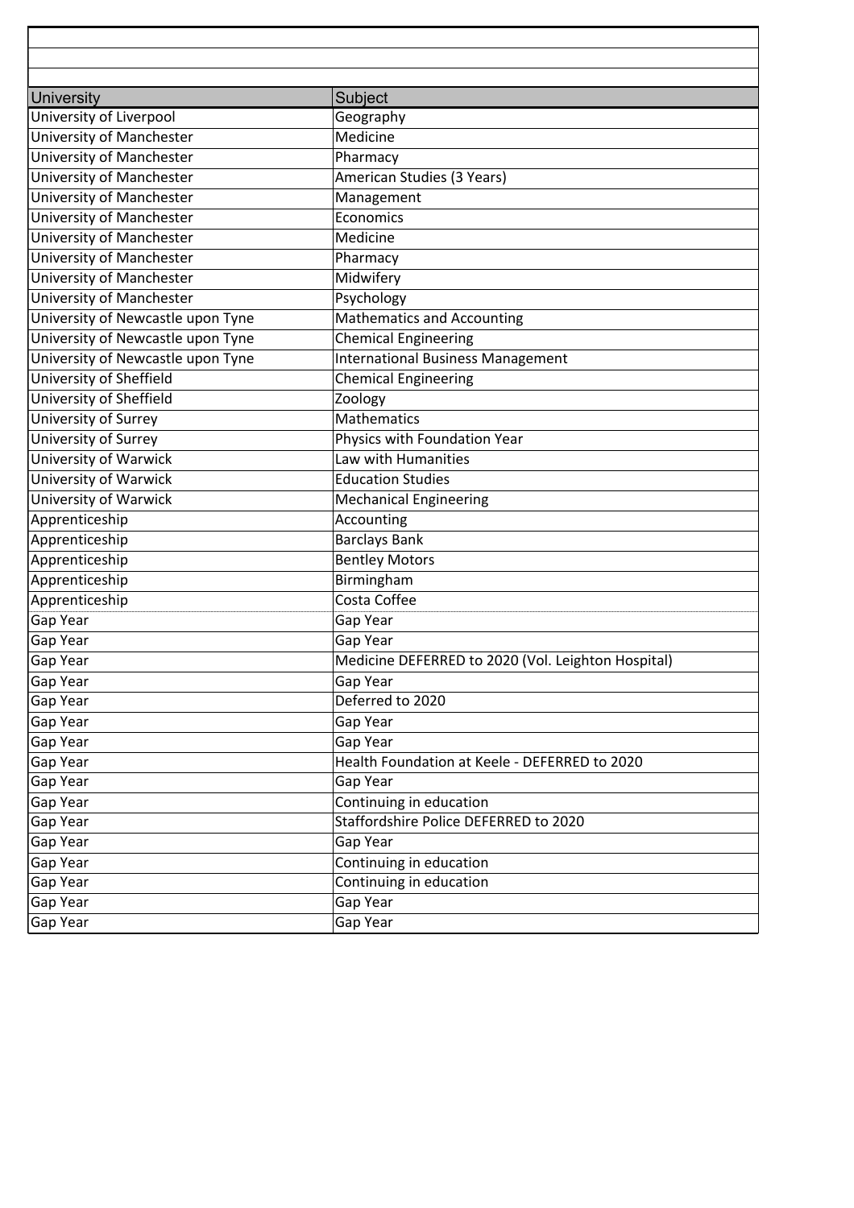| University | Subject |
|---|---|
| University of Liverpool | Geography |
| University of Manchester | Medicine |
| University of Manchester | Pharmacy |
| University of Manchester | American Studies (3 Years) |
| University of Manchester | Management |
| University of Manchester | Economics |
| University of Manchester | Medicine |
| University of Manchester | Pharmacy |
| University of Manchester | Midwifery |
| University of Manchester | Psychology |
| University of Newcastle upon Tyne | Mathematics and Accounting |
| University of Newcastle upon Tyne | Chemical Engineering |
| University of Newcastle upon Tyne | International Business Management |
| University of Sheffield | Chemical Engineering |
| University of Sheffield | Zoology |
| University of Surrey | Mathematics |
| University of Surrey | Physics with Foundation Year |
| University of Warwick | Law with Humanities |
| University of Warwick | Education Studies |
| University of Warwick | Mechanical Engineering |
| Apprenticeship | Accounting |
| Apprenticeship | Barclays Bank |
| Apprenticeship | Bentley Motors |
| Apprenticeship | Birmingham |
| Apprenticeship | Costa Coffee |
| Gap Year | Gap Year |
| Gap Year | Gap Year |
| Gap Year | Medicine DEFERRED to 2020 (Vol. Leighton Hospital) |
| Gap Year | Gap Year |
| Gap Year | Deferred to 2020 |
| Gap Year | Gap Year |
| Gap Year | Gap Year |
| Gap Year | Health Foundation at Keele - DEFERRED to 2020 |
| Gap Year | Gap Year |
| Gap Year | Continuing in education |
| Gap Year | Staffordshire Police DEFERRED to 2020 |
| Gap Year | Gap Year |
| Gap Year | Continuing in education |
| Gap Year | Continuing in education |
| Gap Year | Gap Year |
| Gap Year | Gap Year |